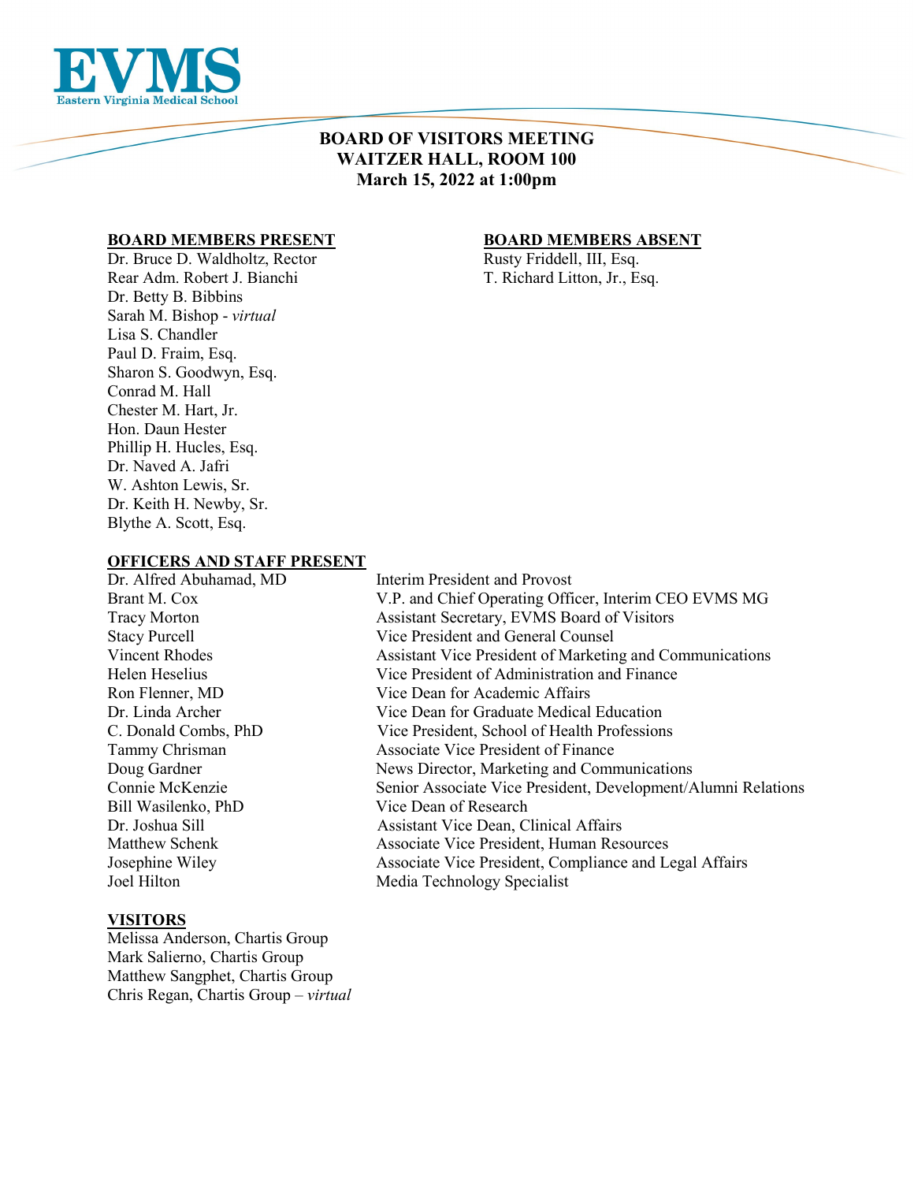EVMS
Eastern Virginia Medical School

# BOARD OF VISITORS MEETING
# WAITZER HALL, ROOM 100
# March 15, 2022 at 1:00pm

**BOARD MEMBERS PRESENT**

Dr. Bruce D. Waldholtz, Rector
Rear Adm. Robert J. Bianchi
Dr. Betty B. Bibbins
Sarah M. Bishop - *virtual*
Lisa S. Chandler
Paul D. Fraim, Esq.
Sharon S. Goodwyn, Esq.
Conrad M. Hall
Chester M. Hart, Jr.
Hon. Daun Hester
Phillip H. Hucles, Esq.
Dr. Naved A. Jafri
W. Ashton Lewis, Sr.
Dr. Keith H. Newby, Sr.
Blythe A. Scott, Esq.

**BOARD MEMBERS ABSENT**

Rusty Friddell, III, Esq.
T. Richard Litton, Jr., Esq.

**OFFICERS AND STAFF PRESENT**

| | |
|---|---|
| Dr. Alfred Abuhamad, MD | Interim President and Provost |
| Brant M. Cox | V.P. and Chief Operating Officer, Interim CEO EVMS MG |
| Tracy Morton | Assistant Secretary, EVMS Board of Visitors |
| Stacy Purcell | Vice President and General Counsel |
| Vincent Rhodes | Assistant Vice President of Marketing and Communications |
| Helen Heselius | Vice President of Administration and Finance |
| Ron Flenner, MD | Vice Dean for Academic Affairs |
| Dr. Linda Archer | Vice Dean for Graduate Medical Education |
| C. Donald Combs, PhD | Vice President, School of Health Professions |
| Tammy Chrisman | Associate Vice President of Finance |
| Doug Gardner | News Director, Marketing and Communications |
| Connie McKenzie | Senior Associate Vice President, Development/Alumni Relations |
| Bill Wasilenko, PhD | Vice Dean of Research |
| Dr. Joshua Sill | Assistant Vice Dean, Clinical Affairs |
| Matthew Schenk | Associate Vice President, Human Resources |
| Josephine Wiley | Associate Vice President, Compliance and Legal Affairs |
| Joel Hilton | Media Technology Specialist |

**VISITORS**

Melissa Anderson, Chartis Group
Mark Salierno, Chartis Group
Matthew Sangphet, Chartis Group
Chris Regan, Chartis Group – *virtual*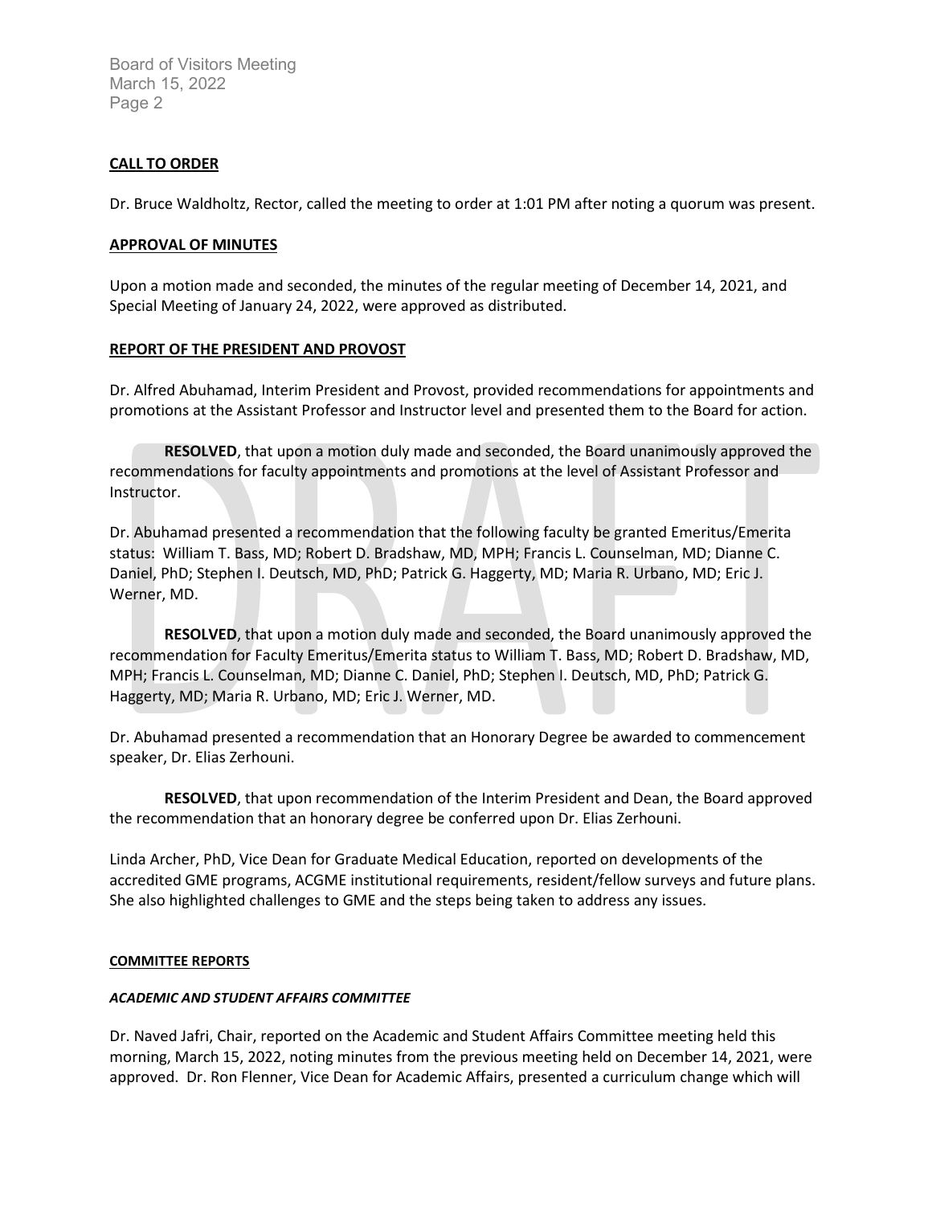**CALL TO ORDER**

Dr. Bruce Waldholtz, Rector, called the meeting to order at 1:01 PM after noting a quorum was present.

**APPROVAL OF MINUTES**

Upon a motion made and seconded, the minutes of the regular meeting of December 14, 2021, and Special Meeting of January 24, 2022, were approved as distributed.

**REPORT OF THE PRESIDENT AND PROVOST**

Dr. Alfred Abuhamad, Interim President and Provost, provided recommendations for appointments and promotions at the Assistant Professor and Instructor level and presented them to the Board for action.

**RESOLVED**, that upon a motion duly made and seconded, the Board unanimously approved the recommendations for faculty appointments and promotions at the level of Assistant Professor and Instructor.

Dr. Abuhamad presented a recommendation that the following faculty be granted Emeritus/Emerita status: William T. Bass, MD; Robert D. Bradshaw, MD, MPH; Francis L. Counselman, MD; Dianne C. Daniel, PhD; Stephen I. Deutsch, MD, PhD; Patrick G. Haggerty, MD; Maria R. Urbano, MD; Eric J. Werner, MD.

**RESOLVED**, that upon a motion duly made and seconded, the Board unanimously approved the recommendation for Faculty Emeritus/Emerita status to William T. Bass, MD; Robert D. Bradshaw, MD, MPH; Francis L. Counselman, MD; Dianne C. Daniel, PhD; Stephen I. Deutsch, MD, PhD; Patrick G. Haggerty, MD; Maria R. Urbano, MD; Eric J. Werner, MD.

Dr. Abuhamad presented a recommendation that an Honorary Degree be awarded to commencement speaker, Dr. Elias Zerhouni.

**RESOLVED**, that upon recommendation of the Interim President and Dean, the Board approved the recommendation that an honorary degree be conferred upon Dr. Elias Zerhouni.

Linda Archer, PhD, Vice Dean for Graduate Medical Education, reported on developments of the accredited GME programs, ACGME institutional requirements, resident/fellow surveys and future plans. She also highlighted challenges to GME and the steps being taken to address any issues.

**COMMITTEE REPORTS**

***ACADEMIC AND STUDENT AFFAIRS COMMITTEE***

Dr. Naved Jafri, Chair, reported on the Academic and Student Affairs Committee meeting held this morning, March 15, 2022, noting minutes from the previous meeting held on December 14, 2021, were approved. Dr. Ron Flenner, Vice Dean for Academic Affairs, presented a curriculum change which will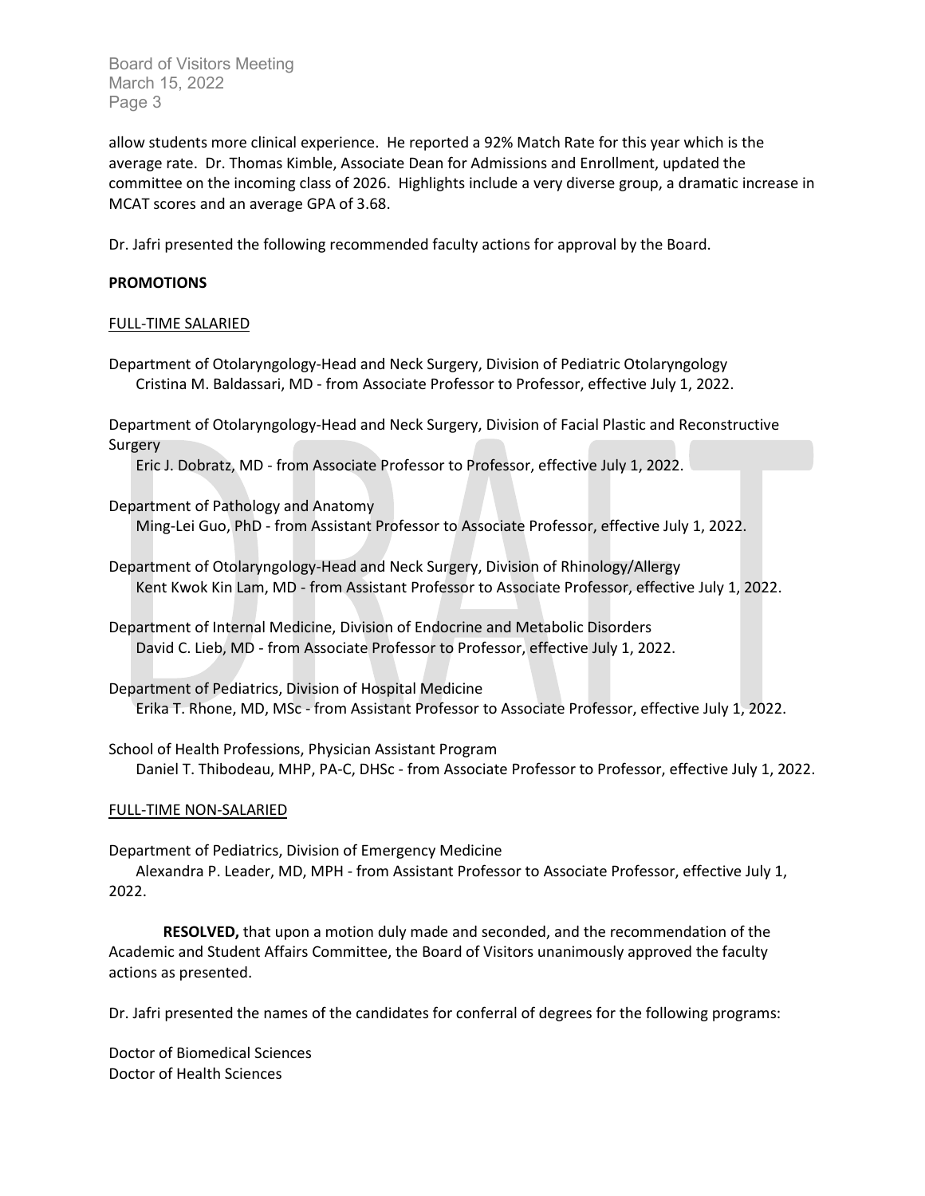allow students more clinical experience. He reported a 92% Match Rate for this year which is the average rate. Dr. Thomas Kimble, Associate Dean for Admissions and Enrollment, updated the committee on the incoming class of 2026. Highlights include a very diverse group, a dramatic increase in MCAT scores and an average GPA of 3.68.

Dr. Jafri presented the following recommended faculty actions for approval by the Board.

**PROMOTIONS**

FULL-TIME SALARIED

Department of Otolaryngology-Head and Neck Surgery, Division of Pediatric Otolaryngology
Cristina M. Baldassari, MD - from Associate Professor to Professor, effective July 1, 2022.

Department of Otolaryngology-Head and Neck Surgery, Division of Facial Plastic and Reconstructive Surgery
Eric J. Dobratz, MD - from Associate Professor to Professor, effective July 1, 2022.

Department of Pathology and Anatomy
Ming-Lei Guo, PhD - from Assistant Professor to Associate Professor, effective July 1, 2022.

Department of Otolaryngology-Head and Neck Surgery, Division of Rhinology/Allergy
Kent Kwok Kin Lam, MD - from Assistant Professor to Associate Professor, effective July 1, 2022.

Department of Internal Medicine, Division of Endocrine and Metabolic Disorders
David C. Lieb, MD - from Associate Professor to Professor, effective July 1, 2022.

Department of Pediatrics, Division of Hospital Medicine
Erika T. Rhone, MD, MSc - from Assistant Professor to Associate Professor, effective July 1, 2022.

School of Health Professions, Physician Assistant Program
Daniel T. Thibodeau, MHP, PA-C, DHSc - from Associate Professor to Professor, effective July 1, 2022.

FULL-TIME NON-SALARIED

Department of Pediatrics, Division of Emergency Medicine
Alexandra P. Leader, MD, MPH - from Assistant Professor to Associate Professor, effective July 1, 2022.

**RESOLVED,** that upon a motion duly made and seconded, and the recommendation of the Academic and Student Affairs Committee, the Board of Visitors unanimously approved the faculty actions as presented.

Dr. Jafri presented the names of the candidates for conferral of degrees for the following programs:

Doctor of Biomedical Sciences
Doctor of Health Sciences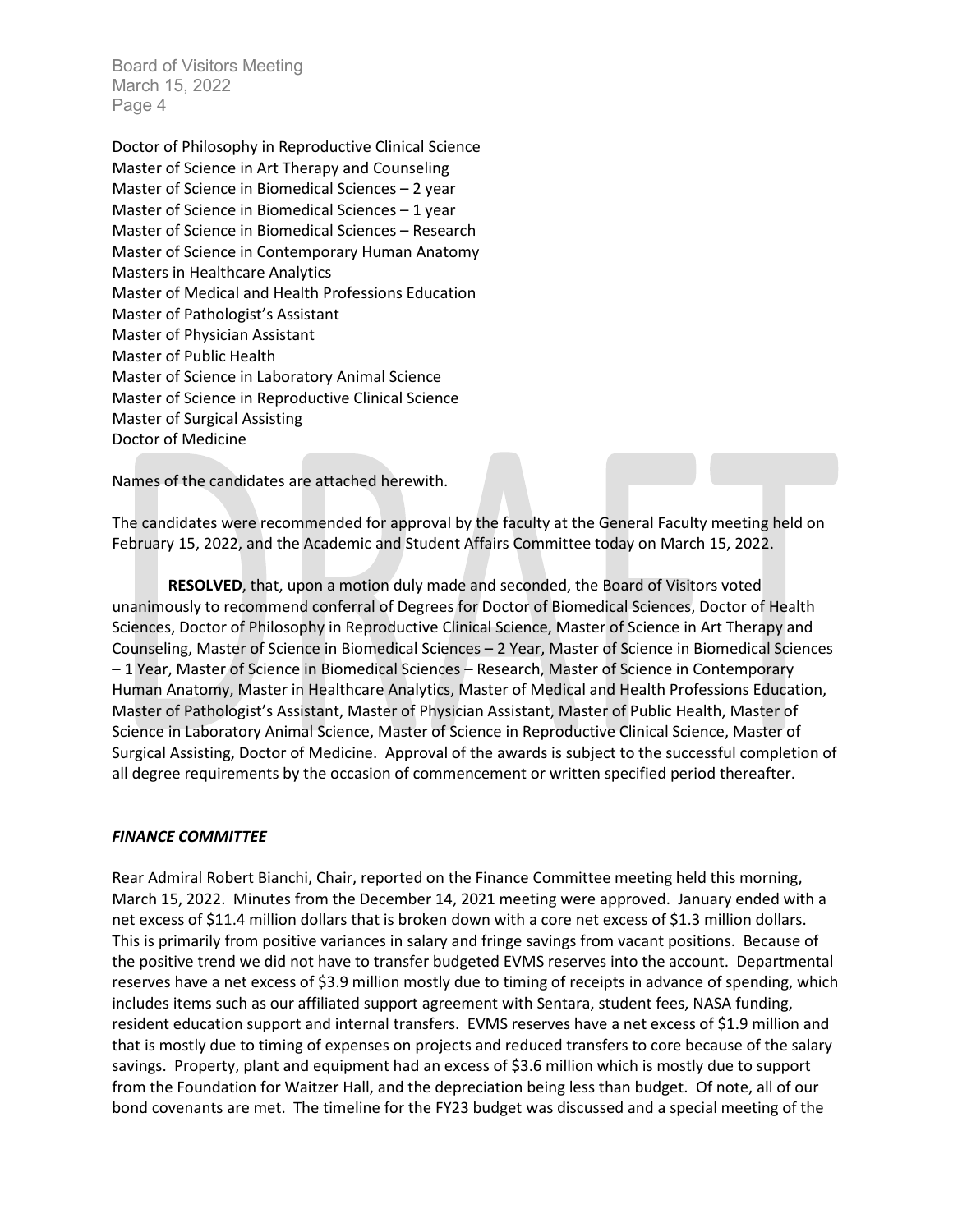Doctor of Philosophy in Reproductive Clinical Science
Master of Science in Art Therapy and Counseling
Master of Science in Biomedical Sciences – 2 year
Master of Science in Biomedical Sciences – 1 year
Master of Science in Biomedical Sciences – Research
Master of Science in Contemporary Human Anatomy
Masters in Healthcare Analytics
Master of Medical and Health Professions Education
Master of Pathologist's Assistant
Master of Physician Assistant
Master of Public Health
Master of Science in Laboratory Animal Science
Master of Science in Reproductive Clinical Science
Master of Surgical Assisting
Doctor of Medicine

Names of the candidates are attached herewith.

The candidates were recommended for approval by the faculty at the General Faculty meeting held on February 15, 2022, and the Academic and Student Affairs Committee today on March 15, 2022.

**RESOLVED**, that, upon a motion duly made and seconded, the Board of Visitors voted unanimously to recommend conferral of Degrees for Doctor of Biomedical Sciences, Doctor of Health Sciences, Doctor of Philosophy in Reproductive Clinical Science, Master of Science in Art Therapy and Counseling, Master of Science in Biomedical Sciences – 2 Year, Master of Science in Biomedical Sciences – 1 Year, Master of Science in Biomedical Sciences – Research, Master of Science in Contemporary Human Anatomy, Master in Healthcare Analytics, Master of Medical and Health Professions Education, Master of Pathologist's Assistant, Master of Physician Assistant, Master of Public Health, Master of Science in Laboratory Animal Science, Master of Science in Reproductive Clinical Science, Master of Surgical Assisting, Doctor of Medicine. Approval of the awards is subject to the successful completion of all degree requirements by the occasion of commencement or written specified period thereafter.

***FINANCE COMMITTEE***

Rear Admiral Robert Bianchi, Chair, reported on the Finance Committee meeting held this morning, March 15, 2022. Minutes from the December 14, 2021 meeting were approved. January ended with a net excess of $11.4 million dollars that is broken down with a core net excess of $1.3 million dollars. This is primarily from positive variances in salary and fringe savings from vacant positions. Because of the positive trend we did not have to transfer budgeted EVMS reserves into the account. Departmental reserves have a net excess of $3.9 million mostly due to timing of receipts in advance of spending, which includes items such as our affiliated support agreement with Sentara, student fees, NASA funding, resident education support and internal transfers. EVMS reserves have a net excess of $1.9 million and that is mostly due to timing of expenses on projects and reduced transfers to core because of the salary savings. Property, plant and equipment had an excess of $3.6 million which is mostly due to support from the Foundation for Waitzer Hall, and the depreciation being less than budget. Of note, all of our bond covenants are met. The timeline for the FY23 budget was discussed and a special meeting of the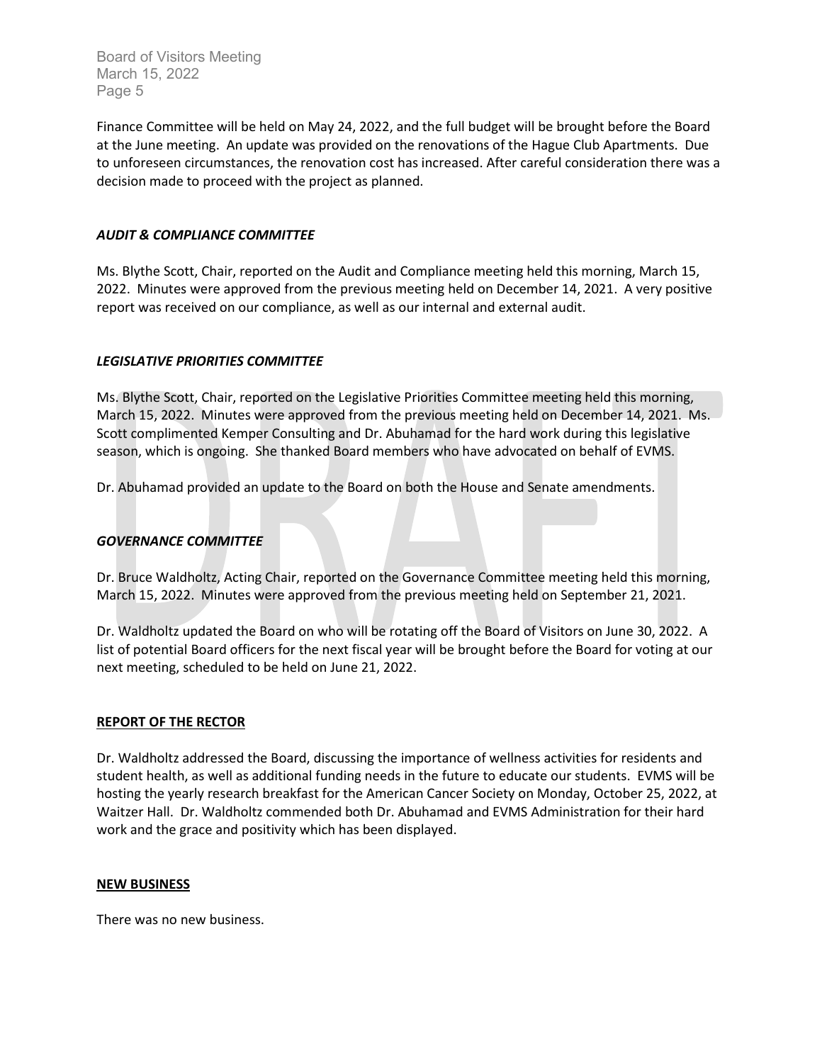Finance Committee will be held on May 24, 2022, and the full budget will be brought before the Board at the June meeting. An update was provided on the renovations of the Hague Club Apartments. Due to unforeseen circumstances, the renovation cost has increased. After careful consideration there was a decision made to proceed with the project as planned.

### *AUDIT & COMPLIANCE COMMITTEE*

Ms. Blythe Scott, Chair, reported on the Audit and Compliance meeting held this morning, March 15, 2022. Minutes were approved from the previous meeting held on December 14, 2021. A very positive report was received on our compliance, as well as our internal and external audit.

### *LEGISLATIVE PRIORITIES COMMITTEE*

Ms. Blythe Scott, Chair, reported on the Legislative Priorities Committee meeting held this morning, March 15, 2022. Minutes were approved from the previous meeting held on December 14, 2021. Ms. Scott complimented Kemper Consulting and Dr. Abuhamad for the hard work during this legislative season, which is ongoing. She thanked Board members who have advocated on behalf of EVMS.

Dr. Abuhamad provided an update to the Board on both the House and Senate amendments.

### *GOVERNANCE COMMITTEE*

Dr. Bruce Waldholtz, Acting Chair, reported on the Governance Committee meeting held this morning, March 15, 2022. Minutes were approved from the previous meeting held on September 21, 2021.

Dr. Waldholtz updated the Board on who will be rotating off the Board of Visitors on June 30, 2022. A list of potential Board officers for the next fiscal year will be brought before the Board for voting at our next meeting, scheduled to be held on June 21, 2022.

## REPORT OF THE RECTOR

Dr. Waldholtz addressed the Board, discussing the importance of wellness activities for residents and student health, as well as additional funding needs in the future to educate our students. EVMS will be hosting the yearly research breakfast for the American Cancer Society on Monday, October 25, 2022, at Waitzer Hall. Dr. Waldholtz commended both Dr. Abuhamad and EVMS Administration for their hard work and the grace and positivity which has been displayed.

## NEW BUSINESS

There was no new business.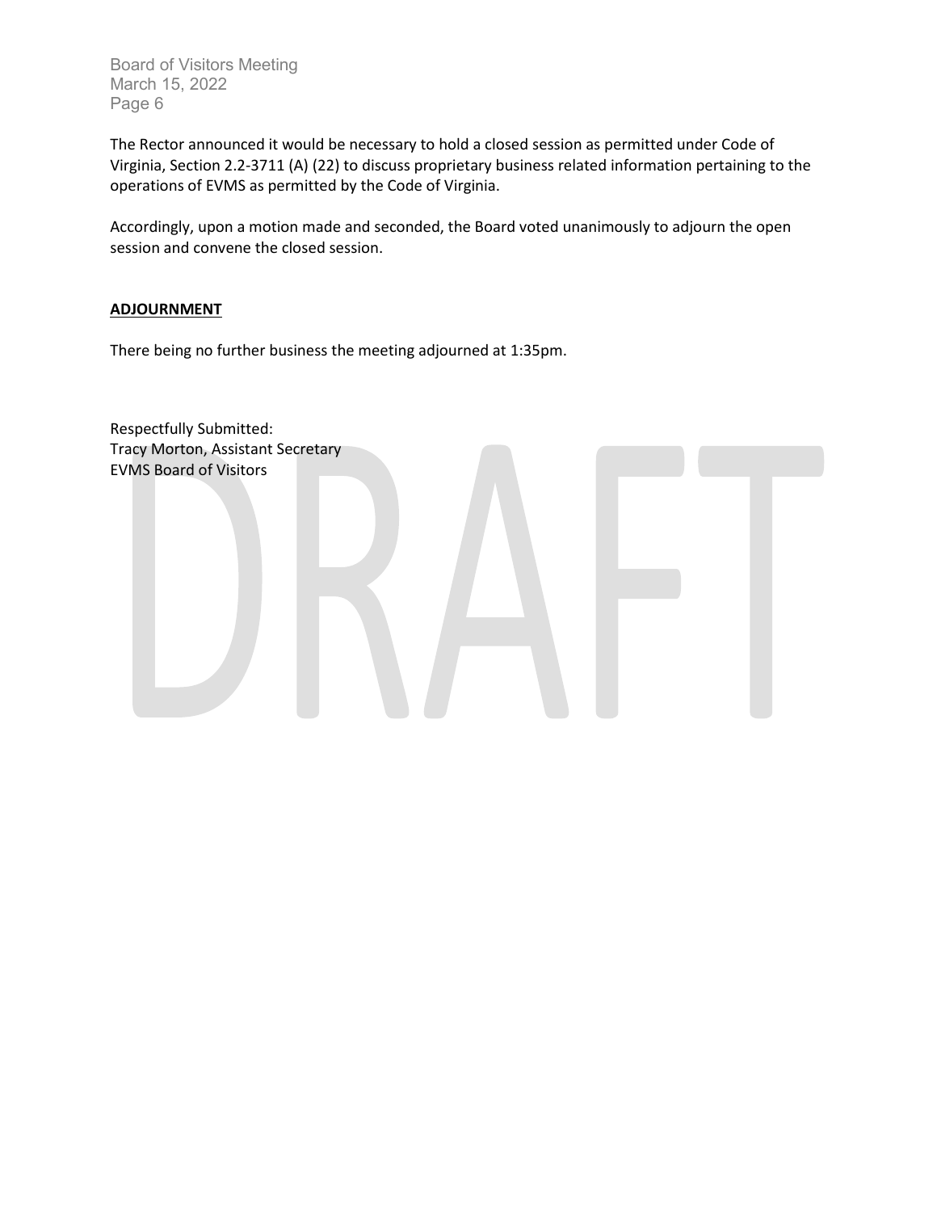The Rector announced it would be necessary to hold a closed session as permitted under Code of Virginia, Section 2.2-3711 (A) (22) to discuss proprietary business related information pertaining to the operations of EVMS as permitted by the Code of Virginia.

Accordingly, upon a motion made and seconded, the Board voted unanimously to adjourn the open session and convene the closed session.

**ADJOURNMENT**

There being no further business the meeting adjourned at 1:35pm.

Respectfully Submitted:
Tracy Morton, Assistant Secretary
EVMS Board of Visitors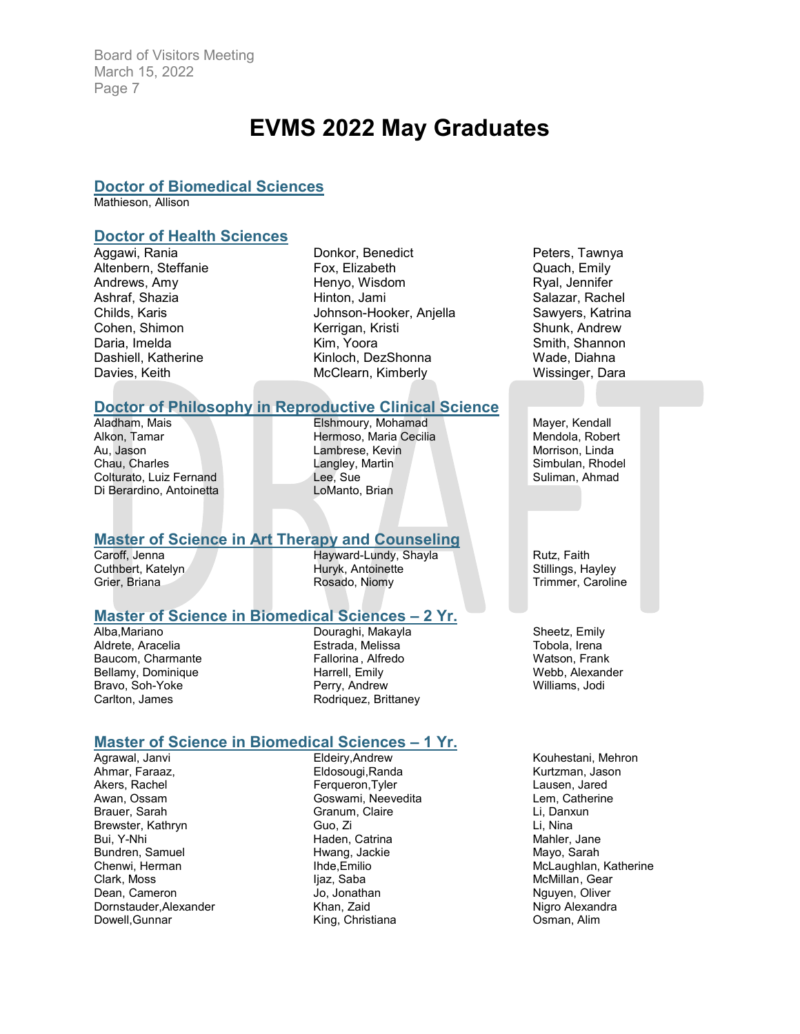# EVMS 2022 May Graduates

## Doctor of Biomedical Sciences

Mathieson, Allison

## Doctor of Health Sciences

Aggawi, Rania
Altenbern, Steffanie
Andrews, Amy
Ashraf, Shazia
Childs, Karis
Cohen, Shimon
Daria, Imelda
Dashiell, Katherine
Davies, Keith
Donkor, Benedict
Fox, Elizabeth
Henyo, Wisdom
Hinton, Jami
Johnson-Hooker, Anjella
Kerrigan, Kristi
Kim, Yoora
Kinloch, DezShonna
McClearn, Kimberly
Peters, Tawnya
Quach, Emily
Ryal, Jennifer
Salazar, Rachel
Sawyers, Katrina
Shunk, Andrew
Smith, Shannon
Wade, Diahna
Wissinger, Dara

## Doctor of Philosophy in Reproductive Clinical Science

Aladham, Mais
Alkon, Tamar
Au, Jason
Chau, Charles
Colturato, Luiz Fernand
Di Berardino, Antoinetta
Elshmoury, Mohamad
Hermoso, Maria Cecilia
Lambrese, Kevin
Langley, Martin
Lee, Sue
LoManto, Brian
Mayer, Kendall
Mendola, Robert
Morrison, Linda
Simbulan, Rhodel
Suliman, Ahmad

## Master of Science in Art Therapy and Counseling

Caroff, Jenna
Cuthbert, Katelyn
Grier, Briana
Hayward-Lundy, Shayla
Huryk, Antoinette
Rosado, Niomy
Rutz, Faith
Stillings, Hayley
Trimmer, Caroline

## Master of Science in Biomedical Sciences – 2 Yr.

Alba,Mariano
Aldrete, Aracelia
Baucom, Charmante
Bellamy, Dominique
Bravo, Soh-Yoke
Carlton, James
Douraghi, Makayla
Estrada, Melissa
Fallorina , Alfredo
Harrell, Emily
Perry, Andrew
Rodriquez, Brittaney
Sheetz, Emily
Tobola, Irena
Watson, Frank
Webb, Alexander
Williams, Jodi

## Master of Science in Biomedical Sciences – 1 Yr.

Agrawal, Janvi
Ahmar, Faraaz,
Akers, Rachel
Awan, Ossam
Brauer, Sarah
Brewster, Kathryn
Bui, Y-Nhi
Bundren, Samuel
Chenwi, Herman
Clark, Moss
Dean, Cameron
Dornstauder,Alexander
Dowell,Gunnar
Eldeiry,Andrew
Eldosougi,Randa
Ferqueron,Tyler
Goswami, Neevedita
Granum, Claire
Guo, Zi
Haden, Catrina
Hwang, Jackie
Ihde,Emilio
Ijaz, Saba
Jo, Jonathan
Khan, Zaid
King, Christiana
Kouhestani, Mehron
Kurtzman, Jason
Lausen, Jared
Lem, Catherine
Li, Danxun
Li, Nina
Mahler, Jane
Mayo, Sarah
McLaughlan, Katherine
McMillan, Gear
Nguyen, Oliver
Nigro Alexandra
Osman, Alim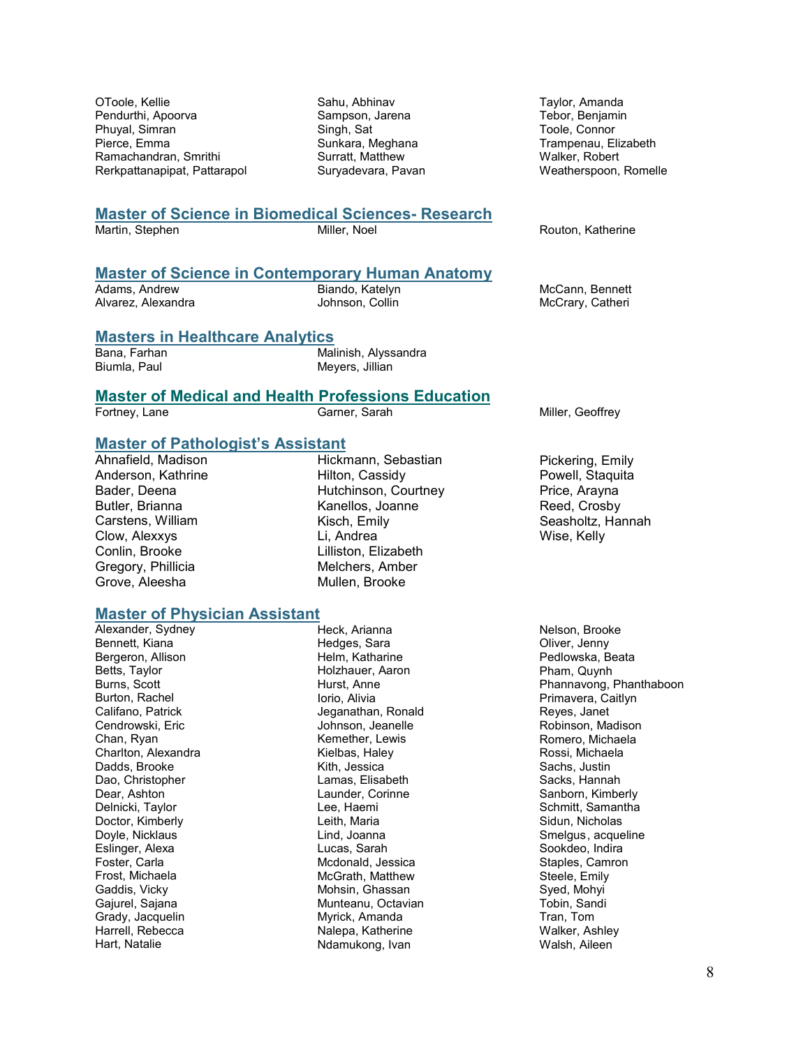OToole, Kellie
Pendurthi, Apoorva
Phuyal, Simran
Pierce, Emma
Ramachandran, Smrithi
Rerkpattanapipat, Pattarapol
Sahu, Abhinav
Sampson, Jarena
Singh, Sat
Sunkara, Meghana
Surratt, Matthew
Suryadevara, Pavan
Taylor, Amanda
Tebor, Benjamin
Toole, Connor
Trampenau, Elizabeth
Walker, Robert
Weatherspoon, Romelle

## Master of Science in Biomedical Sciences- Research

Martin, Stephen
Miller, Noel
Routon, Katherine

## Master of Science in Contemporary Human Anatomy

Adams, Andrew
Alvarez, Alexandra
Biando, Katelyn
Johnson, Collin
McCann, Bennett
McCrary, Catheri

## Masters in Healthcare Analytics

Bana, Farhan
Biumla, Paul
Malinish, Alyssandra
Meyers, Jillian

## Master of Medical and Health Professions Education

Fortney, Lane
Garner, Sarah
Miller, Geoffrey

## Master of Pathologist's Assistant

Ahnafield, Madison
Anderson, Kathrine
Bader, Deena
Butler, Brianna
Carstens, William
Clow, Alexxys
Conlin, Brooke
Gregory, Phillicia
Grove, Aleesha
Hickmann, Sebastian
Hilton, Cassidy
Hutchinson, Courtney
Kanellos, Joanne
Kisch, Emily
Li, Andrea
Lilliston, Elizabeth
Melchers, Amber
Mullen, Brooke
Pickering, Emily
Powell, Staquita
Price, Arayna
Reed, Crosby
Seasholtz, Hannah
Wise, Kelly

## Master of Physician Assistant

Alexander, Sydney
Bennett, Kiana
Bergeron, Allison
Betts, Taylor
Burns, Scott
Burton, Rachel
Califano, Patrick
Cendrowski, Eric
Chan, Ryan
Charlton, Alexandra
Dadds, Brooke
Dao, Christopher
Dear, Ashton
Delnicki, Taylor
Doctor, Kimberly
Doyle, Nicklaus
Eslinger, Alexa
Foster, Carla
Frost, Michaela
Gaddis, Vicky
Gajurel, Sajana
Grady, Jacquelin
Harrell, Rebecca
Hart, Natalie
Heck, Arianna
Hedges, Sara
Helm, Katharine
Holzhauer, Aaron
Hurst, Anne
Iorio, Alivia
Jeganathan, Ronald
Johnson, Jeanelle
Kemether, Lewis
Kielbas, Haley
Kith, Jessica
Lamas, Elisabeth
Launder, Corinne
Lee, Haemi
Leith, Maria
Lind, Joanna
Lucas, Sarah
Mcdonald, Jessica
McGrath, Matthew
Mohsin, Ghassan
Munteanu, Octavian
Myrick, Amanda
Nalepa, Katherine
Ndamukong, Ivan
Nelson, Brooke
Oliver, Jenny
Pedlowska, Beata
Pham, Quynh
Phannavong, Phanthaboon
Primavera, Caitlyn
Reyes, Janet
Robinson, Madison
Romero, Michaela
Rossi, Michaela
Sachs, Justin
Sacks, Hannah
Sanborn, Kimberly
Schmitt, Samantha
Sidun, Nicholas
Smelgus, acqueline
Sookdeo, Indira
Staples, Camron
Steele, Emily
Syed, Mohyi
Tobin, Sandi
Tran, Tom
Walker, Ashley
Walsh, Aileen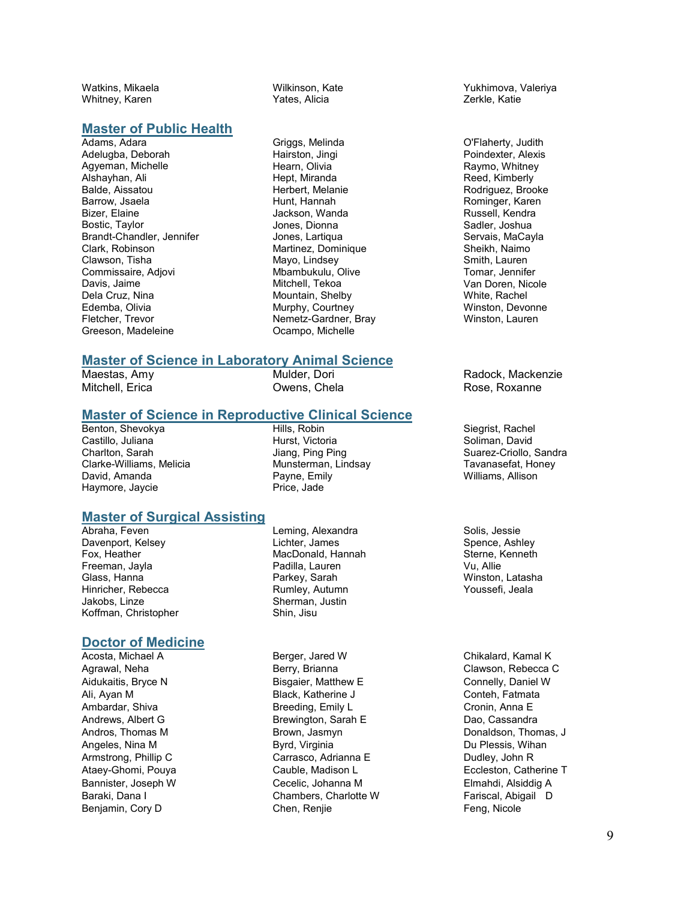Watkins, Mikaela
Whitney, Karen
Wilkinson, Kate
Yates, Alicia
Yukhimova, Valeriya
Zerkle, Katie

## Master of Public Health

Adams, Adara
Adelugba, Deborah
Agyeman, Michelle
Alshayhan, Ali
Balde, Aissatou
Barrow, Jsaela
Bizer, Elaine
Bostic, Taylor
Brandt-Chandler, Jennifer
Clark, Robinson
Clawson, Tisha
Commissaire, Adjovi
Davis, Jaime
Dela Cruz, Nina
Edemba, Olivia
Fletcher, Trevor
Greeson, Madeleine
Griggs, Melinda
Hairston, Jingi
Hearn, Olivia
Hept, Miranda
Herbert, Melanie
Hunt, Hannah
Jackson, Wanda
Jones, Dionna
Jones, Lartiqua
Martinez, Dominique
Mayo, Lindsey
Mbambukulu, Olive
Mitchell, Tekoa
Mountain, Shelby
Murphy, Courtney
Nemetz-Gardner, Bray
Ocampo, Michelle
O'Flaherty, Judith
Poindexter, Alexis
Raymo, Whitney
Reed, Kimberly
Rodriguez, Brooke
Rominger, Karen
Russell, Kendra
Sadler, Joshua
Servais, MaCayla
Sheikh, Naimo
Smith, Lauren
Tomar, Jennifer
Van Doren, Nicole
White, Rachel
Winston, Devonne
Winston, Lauren

## Master of Science in Laboratory Animal Science

Maestas, Amy
Mitchell, Erica
Mulder, Dori
Owens, Chela
Radock, Mackenzie
Rose, Roxanne

## Master of Science in Reproductive Clinical Science

Benton, Shevokya
Castillo, Juliana
Charlton, Sarah
Clarke-Williams, Melicia
David, Amanda
Haymore, Jaycie
Hills, Robin
Hurst, Victoria
Jiang, Ping Ping
Munsterman, Lindsay
Payne, Emily
Price, Jade
Siegrist, Rachel
Soliman, David
Suarez-Criollo, Sandra
Tavanasefat, Honey
Williams, Allison

## Master of Surgical Assisting

Abraha, Feven
Davenport, Kelsey
Fox, Heather
Freeman, Jayla
Glass, Hanna
Hinricher, Rebecca
Jakobs, Linze
Koffman, Christopher
Leming, Alexandra
Lichter, James
MacDonald, Hannah
Padilla, Lauren
Parkey, Sarah
Rumley, Autumn
Sherman, Justin
Shin, Jisu
Solis, Jessie
Spence, Ashley
Sterne, Kenneth
Vu, Allie
Winston, Latasha
Youssefi, Jeala

## Doctor of Medicine

Acosta, Michael A
Agrawal, Neha
Aidukaitis, Bryce N
Ali, Ayan M
Ambardar, Shiva
Andrews, Albert G
Andros, Thomas M
Angeles, Nina M
Armstrong, Phillip C
Ataey-Ghomi, Pouya
Bannister, Joseph W
Baraki, Dana I
Benjamin, Cory D
Berger, Jared W
Berry, Brianna
Bisgaier, Matthew E
Black, Katherine J
Breeding, Emily L
Brewington, Sarah E
Brown, Jasmyn
Byrd, Virginia
Carrasco, Adrianna E
Cauble, Madison L
Cecelic, Johanna M
Chambers, Charlotte W
Chen, Renjie
Chikalard, Kamal K
Clawson, Rebecca C
Connelly, Daniel W
Conteh, Fatmata
Cronin, Anna E
Dao, Cassandra
Donaldson, Thomas, J
Du Plessis, Wihan
Dudley, John R
Eccleston, Catherine T
Elmahdi, Alsiddig A
Fariscal, Abigail D
Feng, Nicole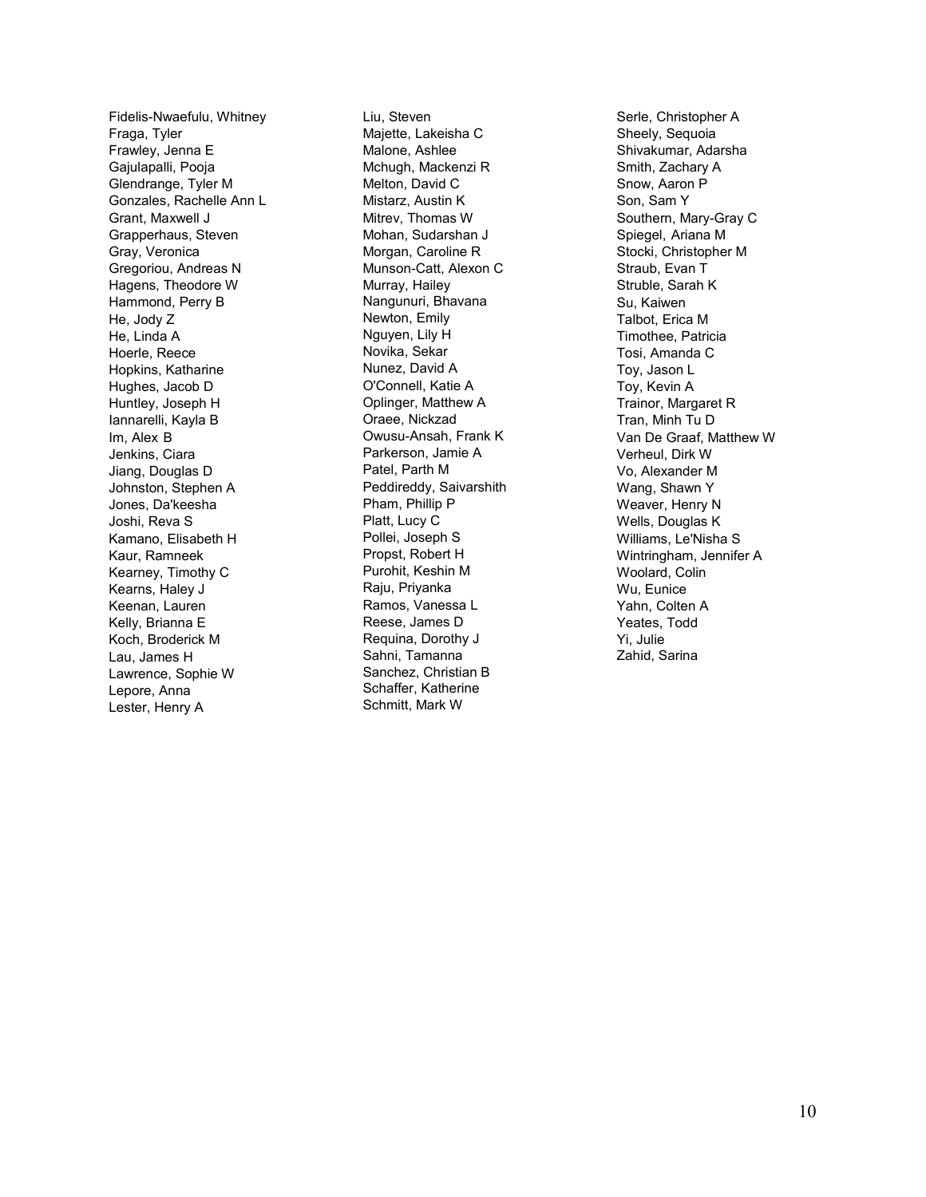Fidelis-Nwaefulu, Whitney
Fraga, Tyler
Frawley, Jenna E
Gajulapalli, Pooja
Glendrange, Tyler M
Gonzales, Rachelle Ann L
Grant, Maxwell J
Grapperhaus, Steven
Gray, Veronica
Gregoriou, Andreas N
Hagens, Theodore W
Hammond, Perry B
He, Jody Z
He, Linda A
Hoerle, Reece
Hopkins, Katharine
Hughes, Jacob D
Huntley, Joseph H
Iannarelli, Kayla B
Im, Alex B
Jenkins, Ciara
Jiang, Douglas D
Johnston, Stephen A
Jones, Da'keesha
Joshi, Reva S
Kamano, Elisabeth H
Kaur, Ramneek
Kearney, Timothy C
Kearns, Haley J
Keenan, Lauren
Kelly, Brianna E
Koch, Broderick M
Lau, James H
Lawrence, Sophie W
Lepore, Anna
Lester, Henry A
Liu, Steven
Majette, Lakeisha C
Malone, Ashlee
Mchugh, Mackenzi R
Melton, David C
Mistarz, Austin K
Mitrev, Thomas W
Mohan, Sudarshan J
Morgan, Caroline R
Munson-Catt, Alexon C
Murray, Hailey
Nangunuri, Bhavana
Newton, Emily
Nguyen, Lily H
Novika, Sekar
Nunez, David A
O'Connell, Katie A
Oplinger, Matthew A
Oraee, Nickzad
Owusu-Ansah, Frank K
Parkerson, Jamie A
Patel, Parth M
Peddireddy, Saivarshith
Pham, Phillip P
Platt, Lucy C
Pollei, Joseph S
Propst, Robert H
Purohit, Keshin M
Raju, Priyanka
Ramos, Vanessa L
Reese, James D
Requina, Dorothy J
Sahni, Tamanna
Sanchez, Christian B
Schaffer, Katherine
Schmitt, Mark W
Serle, Christopher A
Sheely, Sequoia
Shivakumar, Adarsha
Smith, Zachary A
Snow, Aaron P
Son, Sam Y
Southern, Mary-Gray C
Spiegel, Ariana M
Stocki, Christopher M
Straub, Evan T
Struble, Sarah K
Su, Kaiwen
Talbot, Erica M
Timothee, Patricia
Tosi, Amanda C
Toy, Jason L
Toy, Kevin A
Trainor, Margaret R
Tran, Minh Tu D
Van De Graaf, Matthew W
Verheul, Dirk W
Vo, Alexander M
Wang, Shawn Y
Weaver, Henry N
Wells, Douglas K
Williams, Le'Nisha S
Wintringham, Jennifer A
Woolard, Colin
Wu, Eunice
Yahn, Colten A
Yeates, Todd
Yi, Julie
Zahid, Sarina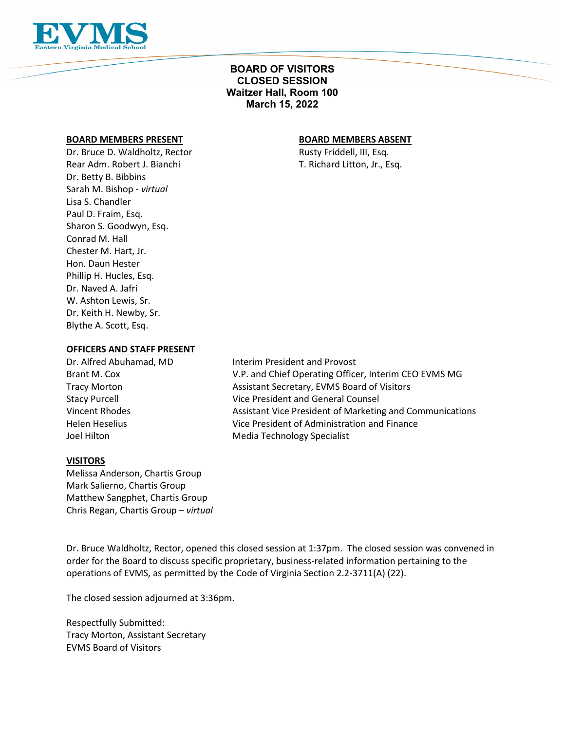EVMS
Eastern Virginia Medical School

# BOARD OF VISITORS
# CLOSED SESSION
## Waitzer Hall, Room 100
## March 15, 2022

**BOARD MEMBERS PRESENT**

Dr. Bruce D. Waldholtz, Rector
Rear Adm. Robert J. Bianchi
Dr. Betty B. Bibbins
Sarah M. Bishop - *virtual*
Lisa S. Chandler
Paul D. Fraim, Esq.
Sharon S. Goodwyn, Esq.
Conrad M. Hall
Chester M. Hart, Jr.
Hon. Daun Hester
Phillip H. Hucles, Esq.
Dr. Naved A. Jafri
W. Ashton Lewis, Sr.
Dr. Keith H. Newby, Sr.
Blythe A. Scott, Esq.

**BOARD MEMBERS ABSENT**

Rusty Friddell, III, Esq.
T. Richard Litton, Jr., Esq.

**OFFICERS AND STAFF PRESENT**

| | |
|---|---|
| Dr. Alfred Abuhamad, MD | Interim President and Provost |
| Brant M. Cox | V.P. and Chief Operating Officer, Interim CEO EVMS MG |
| Tracy Morton | Assistant Secretary, EVMS Board of Visitors |
| Stacy Purcell | Vice President and General Counsel |
| Vincent Rhodes | Assistant Vice President of Marketing and Communications |
| Helen Heselius | Vice President of Administration and Finance |
| Joel Hilton | Media Technology Specialist |

**VISITORS**

Melissa Anderson, Chartis Group
Mark Salierno, Chartis Group
Matthew Sangphet, Chartis Group
Chris Regan, Chartis Group – *virtual*

Dr. Bruce Waldholtz, Rector, opened this closed session at 1:37pm. The closed session was convened in order for the Board to discuss specific proprietary, business-related information pertaining to the operations of EVMS, as permitted by the Code of Virginia Section 2.2-3711(A) (22).

The closed session adjourned at 3:36pm.

Respectfully Submitted:
Tracy Morton, Assistant Secretary
EVMS Board of Visitors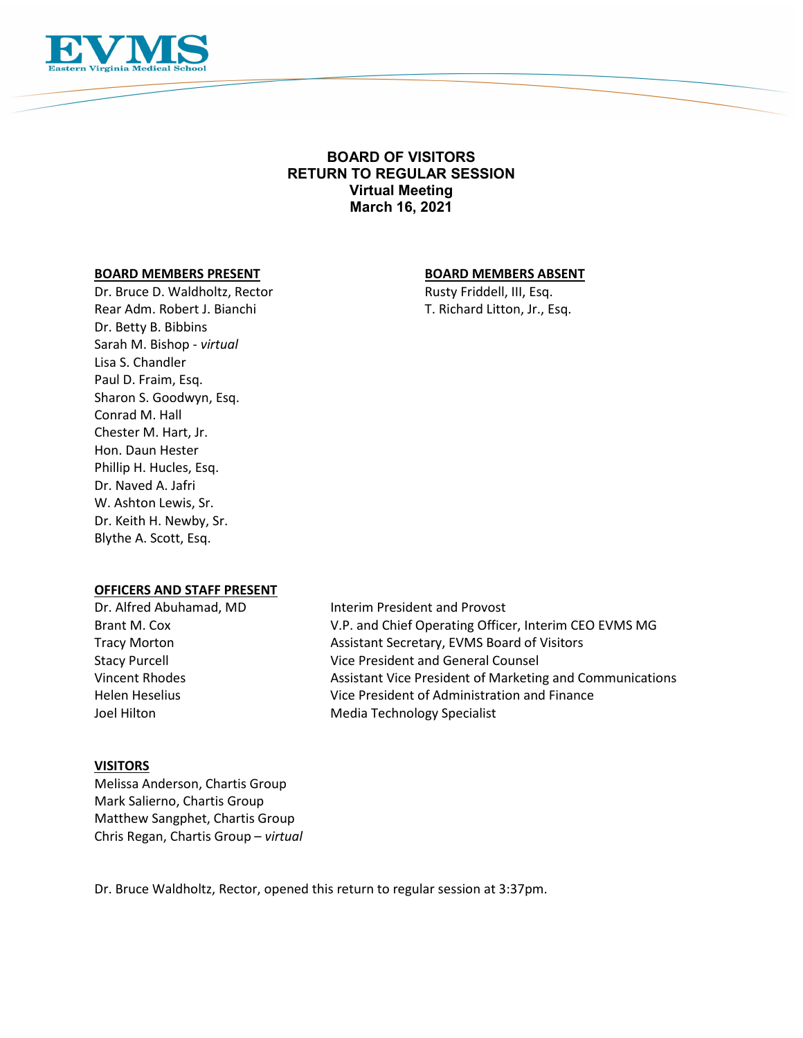EVMS
Eastern Virginia Medical School

**BOARD OF VISITORS**
**RETURN TO REGULAR SESSION**
**Virtual Meeting**
**March 16, 2021**

**BOARD MEMBERS PRESENT**

Dr. Bruce D. Waldholtz, Rector
Rear Adm. Robert J. Bianchi
Dr. Betty B. Bibbins
Sarah M. Bishop - *virtual*
Lisa S. Chandler
Paul D. Fraim, Esq.
Sharon S. Goodwyn, Esq.
Conrad M. Hall
Chester M. Hart, Jr.
Hon. Daun Hester
Phillip H. Hucles, Esq.
Dr. Naved A. Jafri
W. Ashton Lewis, Sr.
Dr. Keith H. Newby, Sr.
Blythe A. Scott, Esq.

**BOARD MEMBERS ABSENT**

Rusty Friddell, III, Esq.
T. Richard Litton, Jr., Esq.

**OFFICERS AND STAFF PRESENT**

| | |
|---|---|
| Dr. Alfred Abuhamad, MD | Interim President and Provost |
| Brant M. Cox | V.P. and Chief Operating Officer, Interim CEO EVMS MG |
| Tracy Morton | Assistant Secretary, EVMS Board of Visitors |
| Stacy Purcell | Vice President and General Counsel |
| Vincent Rhodes | Assistant Vice President of Marketing and Communications |
| Helen Heselius | Vice President of Administration and Finance |
| Joel Hilton | Media Technology Specialist |

**VISITORS**

Melissa Anderson, Chartis Group
Mark Salierno, Chartis Group
Matthew Sangphet, Chartis Group
Chris Regan, Chartis Group – *virtual*

Dr. Bruce Waldholtz, Rector, opened this return to regular session at 3:37pm.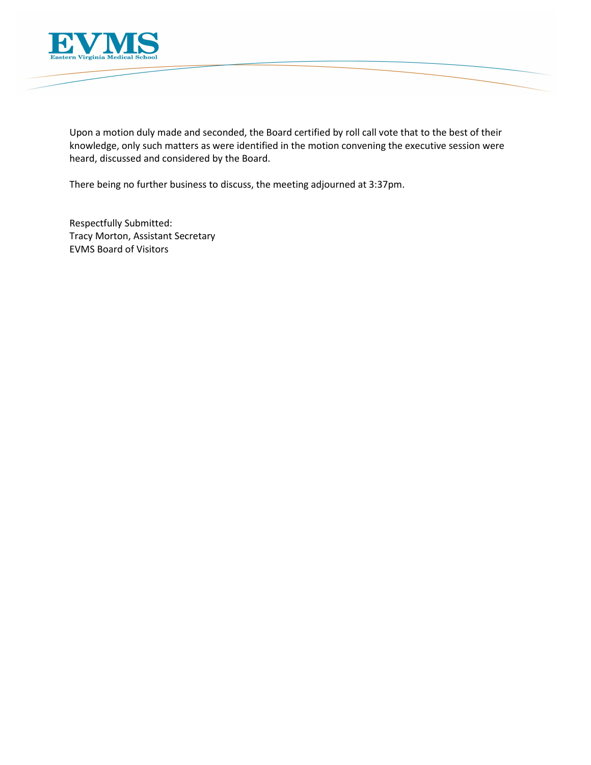Upon a motion duly made and seconded, the Board certified by roll call vote that to the best of their knowledge, only such matters as were identified in the motion convening the executive session were heard, discussed and considered by the Board.

There being no further business to discuss, the meeting adjourned at 3:37pm.

Respectfully Submitted:
Tracy Morton, Assistant Secretary
EVMS Board of Visitors